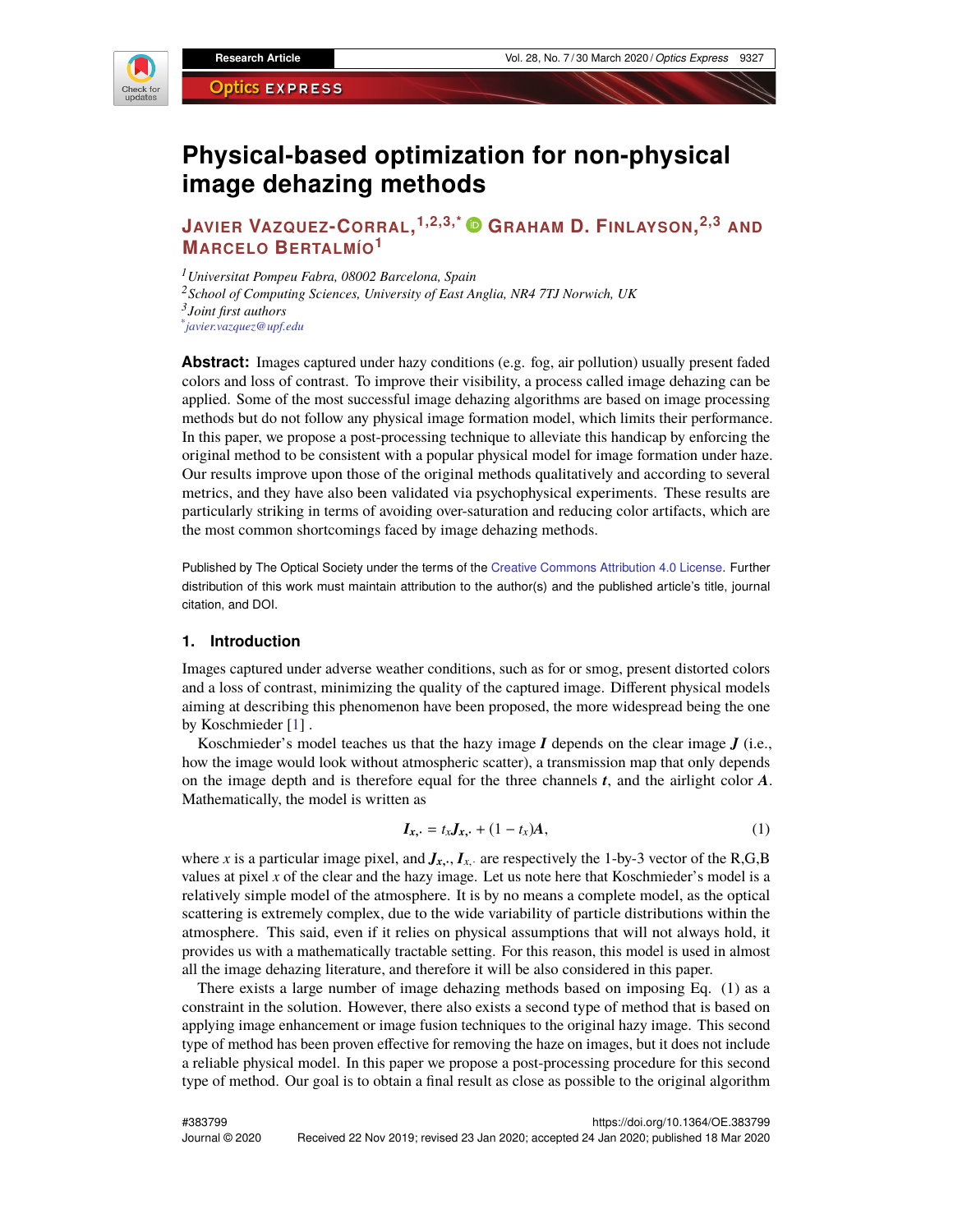# Physical-based optimization for non-physical image dehazing methods

**Javier Vazquez-Corral,[1,2,3,*] Graham D. Finlayson,[2,3] and Marcelo Bertalmío[1]**

[1] *Universitat Pompeu Fabra, 08002 Barcelona, Spain*
[2] *School of Computing Sciences, University of East Anglia, NR4 7TJ Norwich, UK*
[3] *Joint first authors*
[*] *javier.vazquez@upf.edu*

**Abstract:** Images captured under hazy conditions (e.g. fog, air pollution) usually present faded colors and loss of contrast. To improve their visibility, a process called image dehazing can be applied. Some of the most successful image dehazing algorithms are based on image processing methods but do not follow any physical image formation model, which limits their performance. In this paper, we propose a post-processing technique to alleviate this handicap by enforcing the original method to be consistent with a popular physical model for image formation under haze. Our results improve upon those of the original methods qualitatively and according to several metrics, and they have also been validated via psychophysical experiments. These results are particularly striking in terms of avoiding over-saturation and reducing color artifacts, which are the most common shortcomings faced by image dehazing methods.

Published by The Optical Society under the terms of the Creative Commons Attribution 4.0 License. Further distribution of this work must maintain attribution to the author(s) and the published article's title, journal citation, and DOI.

## 1. Introduction

Images captured under adverse weather conditions, such as for or smog, present distorted colors and a loss of contrast, minimizing the quality of the captured image. Different physical models aiming at describing this phenomenon have been proposed, the more widespread being the one by Koschmieder [1] .

Koschmieder's model teaches us that the hazy image $\boldsymbol{I}$ depends on the clear image $\boldsymbol{J}$ (i.e., how the image would look without atmospheric scatter), a transmission map that only depends on the image depth and is therefore equal for the three channels $\boldsymbol{t}$, and the airlight color $\boldsymbol{A}$. Mathematically, the model is written as

$$\boldsymbol{I}_{\boldsymbol{x},\cdot} = t_x \boldsymbol{J}_{\boldsymbol{x},\cdot} + (1 - t_x)\boldsymbol{A}, \tag{1}$$

where $x$ is a particular image pixel, and $\boldsymbol{J}_{\boldsymbol{x},\cdot}$, $\boldsymbol{I}_{x,\cdot}$ are respectively the 1-by-3 vector of the R,G,B values at pixel $x$ of the clear and the hazy image. Let us note here that Koschmieder's model is a relatively simple model of the atmosphere. It is by no means a complete model, as the optical scattering is extremely complex, due to the wide variability of particle distributions within the atmosphere. This said, even if it relies on physical assumptions that will not always hold, it provides us with a mathematically tractable setting. For this reason, this model is used in almost all the image dehazing literature, and therefore it will be also considered in this paper.

There exists a large number of image dehazing methods based on imposing Eq. (1) as a constraint in the solution. However, there also exists a second type of method that is based on applying image enhancement or image fusion techniques to the original hazy image. This second type of method has been proven effective for removing the haze on images, but it does not include a reliable physical model. In this paper we propose a post-processing procedure for this second type of method. Our goal is to obtain a final result as close as possible to the original algorithm

#383799 https://doi.org/10.1364/OE.383799
Journal © 2020 Received 22 Nov 2019; revised 23 Jan 2020; accepted 24 Jan 2020; published 18 Mar 2020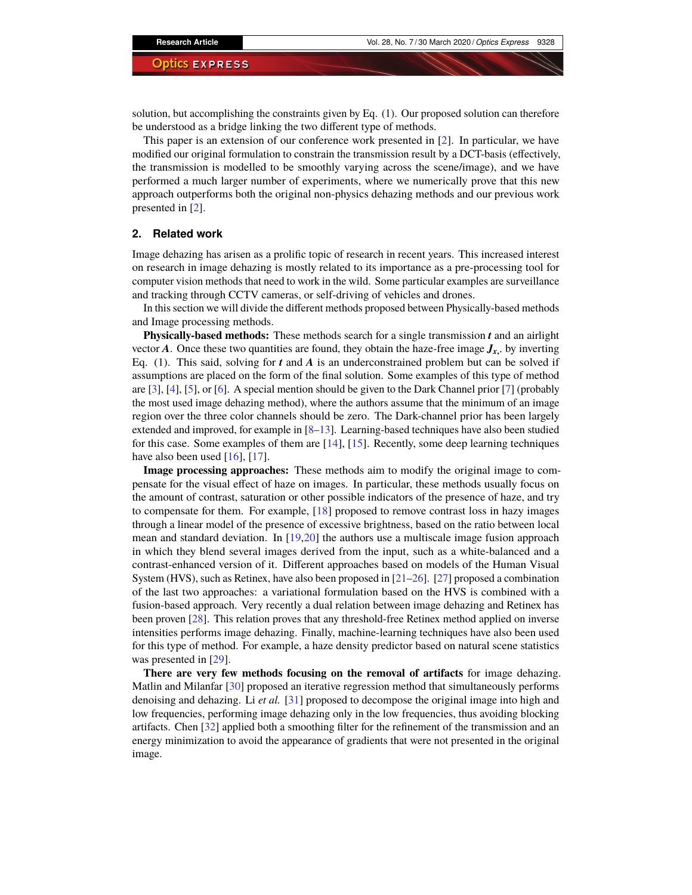solution, but accomplishing the constraints given by Eq. (1). Our proposed solution can therefore be understood as a bridge linking the two different type of methods.

This paper is an extension of our conference work presented in [2]. In particular, we have modified our original formulation to constrain the transmission result by a DCT-basis (effectively, the transmission is modelled to be smoothly varying across the scene/image), and we have performed a much larger number of experiments, where we numerically prove that this new approach outperforms both the original non-physics dehazing methods and our previous work presented in [2].

## 2. Related work

Image dehazing has arisen as a prolific topic of research in recent years. This increased interest on research in image dehazing is mostly related to its importance as a pre-processing tool for computer vision methods that need to work in the wild. Some particular examples are surveillance and tracking through CCTV cameras, or self-driving of vehicles and drones.

In this section we will divide the different methods proposed between Physically-based methods and Image processing methods.

**Physically-based methods:** These methods search for a single transmission $\boldsymbol{t}$ and an airlight vector $\boldsymbol{A}$. Once these two quantities are found, they obtain the haze-free image $\boldsymbol{J}_{\boldsymbol{x},\cdot}$ by inverting Eq. (1). This said, solving for $\boldsymbol{t}$ and $\boldsymbol{A}$ is an underconstrained problem but can be solved if assumptions are placed on the form of the final solution. Some examples of this type of method are [3], [4], [5], or [6]. A special mention should be given to the Dark Channel prior [7] (probably the most used image dehazing method), where the authors assume that the minimum of an image region over the three color channels should be zero. The Dark-channel prior has been largely extended and improved, for example in [8–13]. Learning-based techniques have also been studied for this case. Some examples of them are [14], [15]. Recently, some deep learning techniques have also been used [16], [17].

**Image processing approaches:** These methods aim to modify the original image to compensate for the visual effect of haze on images. In particular, these methods usually focus on the amount of contrast, saturation or other possible indicators of the presence of haze, and try to compensate for them. For example, [18] proposed to remove contrast loss in hazy images through a linear model of the presence of excessive brightness, based on the ratio between local mean and standard deviation. In [19,20] the authors use a multiscale image fusion approach in which they blend several images derived from the input, such as a white-balanced and a contrast-enhanced version of it. Different approaches based on models of the Human Visual System (HVS), such as Retinex, have also been proposed in [21–26]. [27] proposed a combination of the last two approaches: a variational formulation based on the HVS is combined with a fusion-based approach. Very recently a dual relation between image dehazing and Retinex has been proven [28]. This relation proves that any threshold-free Retinex method applied on inverse intensities performs image dehazing. Finally, machine-learning techniques have also been used for this type of method. For example, a haze density predictor based on natural scene statistics was presented in [29].

**There are very few methods focusing on the removal of artifacts** for image dehazing. Matlin and Milanfar [30] proposed an iterative regression method that simultaneously performs denoising and dehazing. Li *et al.* [31] proposed to decompose the original image into high and low frequencies, performing image dehazing only in the low frequencies, thus avoiding blocking artifacts. Chen [32] applied both a smoothing filter for the refinement of the transmission and an energy minimization to avoid the appearance of gradients that were not presented in the original image.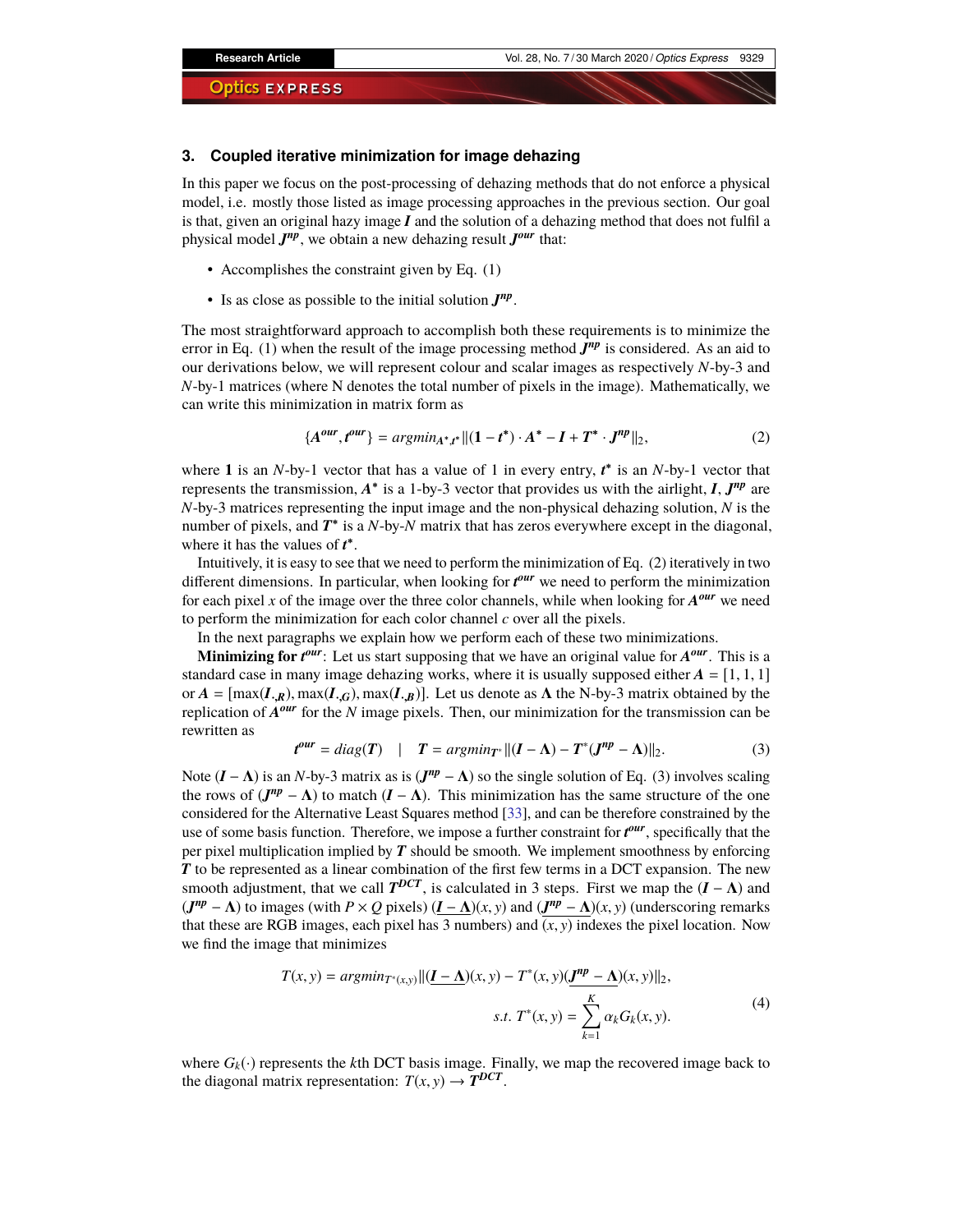## 3. Coupled iterative minimization for image dehazing

In this paper we focus on the post-processing of dehazing methods that do not enforce a physical model, i.e. mostly those listed as image processing approaches in the previous section. Our goal is that, given an original hazy image $\boldsymbol{I}$ and the solution of a dehazing method that does not fulfil a physical model $\boldsymbol{J^{np}}$, we obtain a new dehazing result $\boldsymbol{J^{our}}$ that:

- Accomplishes the constraint given by Eq. (1)
- Is as close as possible to the initial solution $\boldsymbol{J^{np}}$.

The most straightforward approach to accomplish both these requirements is to minimize the error in Eq. (1) when the result of the image processing method $\boldsymbol{J^{np}}$ is considered. As an aid to our derivations below, we will represent colour and scalar images as respectively $N$-by-3 and $N$-by-1 matrices (where N denotes the total number of pixels in the image). Mathematically, we can write this minimization in matrix form as

$$\{\boldsymbol{A^{our}}, \boldsymbol{t^{our}}\} = argmin_{\boldsymbol{A^*}, \boldsymbol{t^*}} \|(\boldsymbol{1} - \boldsymbol{t^*}) \cdot \boldsymbol{A^*} - \boldsymbol{I} + \boldsymbol{T^*} \cdot \boldsymbol{J^{np}}\|_2, \tag{2}$$

where $\boldsymbol{1}$ is an $N$-by-1 vector that has a value of 1 in every entry, $\boldsymbol{t^*}$ is an $N$-by-1 vector that represents the transmission, $\boldsymbol{A^*}$ is a 1-by-3 vector that provides us with the airlight, $\boldsymbol{I}$, $\boldsymbol{J^{np}}$ are $N$-by-3 matrices representing the input image and the non-physical dehazing solution, $N$ is the number of pixels, and $\boldsymbol{T^*}$ is a $N$-by-$N$ matrix that has zeros everywhere except in the diagonal, where it has the values of $\boldsymbol{t^*}$.

Intuitively, it is easy to see that we need to perform the minimization of Eq. (2) iteratively in two different dimensions. In particular, when looking for $\boldsymbol{t^{our}}$ we need to perform the minimization for each pixel $x$ of the image over the three color channels, while when looking for $\boldsymbol{A^{our}}$ we need to perform the minimization for each color channel $c$ over all the pixels.

In the next paragraphs we explain how we perform each of these two minimizations.

**Minimizing for $\boldsymbol{t^{our}}$**: Let us start supposing that we have an original value for $\boldsymbol{A^{our}}$. This is a standard case in many image dehazing works, where it is usually supposed either $\boldsymbol{A} = [1, 1, 1]$ or $\boldsymbol{A} = [\max(\boldsymbol{I}_{\cdot,\boldsymbol{R}}), \max(\boldsymbol{I}_{\cdot,\boldsymbol{G}}), \max(\boldsymbol{I}_{\cdot,\boldsymbol{B}})]$. Let us denote as $\boldsymbol{\Lambda}$ the N-by-3 matrix obtained by the replication of $\boldsymbol{A^{our}}$ for the $N$ image pixels. Then, our minimization for the transmission can be rewritten as

$$\boldsymbol{t^{our}} = diag(\boldsymbol{T}) \quad | \quad \boldsymbol{T} = argmin_{\boldsymbol{T^*}} \|(\boldsymbol{I} - \boldsymbol{\Lambda}) - \boldsymbol{T^*}(\boldsymbol{J^{np}} - \boldsymbol{\Lambda})\|_2. \tag{3}$$

Note $(\boldsymbol{I} - \boldsymbol{\Lambda})$ is an $N$-by-3 matrix as is $(\boldsymbol{J^{np}} - \boldsymbol{\Lambda})$ so the single solution of Eq. (3) involves scaling the rows of $(\boldsymbol{J^{np}} - \boldsymbol{\Lambda})$ to match $(\boldsymbol{I} - \boldsymbol{\Lambda})$. This minimization has the same structure of the one considered for the Alternative Least Squares method [33], and can be therefore constrained by the use of some basis function. Therefore, we impose a further constraint for $\boldsymbol{t^{our}}$, specifically that the per pixel multiplication implied by $\boldsymbol{T}$ should be smooth. We implement smoothness by enforcing $\boldsymbol{T}$ to be represented as a linear combination of the first few terms in a DCT expansion. The new smooth adjustment, that we call $\boldsymbol{T^{DCT}}$, is calculated in 3 steps. First we map the $(\boldsymbol{I} - \boldsymbol{\Lambda})$ and $(\boldsymbol{J^{np}} - \boldsymbol{\Lambda})$ to images (with $P \times Q$ pixels) $(\underline{\boldsymbol{I} - \boldsymbol{\Lambda}})(x, y)$ and $(\underline{\boldsymbol{J^{np}} - \boldsymbol{\Lambda}})(x, y)$ (underscoring remarks that these are RGB images, each pixel has 3 numbers) and $(x, y)$ indexes the pixel location. Now we find the image that minimizes

$$
\begin{aligned}
T(x, y) = argmin_{T^*(x,y)} \|(\underline{\boldsymbol{I} - \boldsymbol{\Lambda}})(x, y) - T^*(x, y)(\underline{\boldsymbol{J^{np}} - \boldsymbol{\Lambda}})(x, y)\|_2, \\
s.t.\ T^*(x, y) = \sum_{k=1}^{K} \alpha_k G_k(x, y).
\end{aligned} \tag{4}
$$

where $G_k(\cdot)$ represents the $k$th DCT basis image. Finally, we map the recovered image back to the diagonal matrix representation: $T(x, y) \to \boldsymbol{T^{DCT}}$.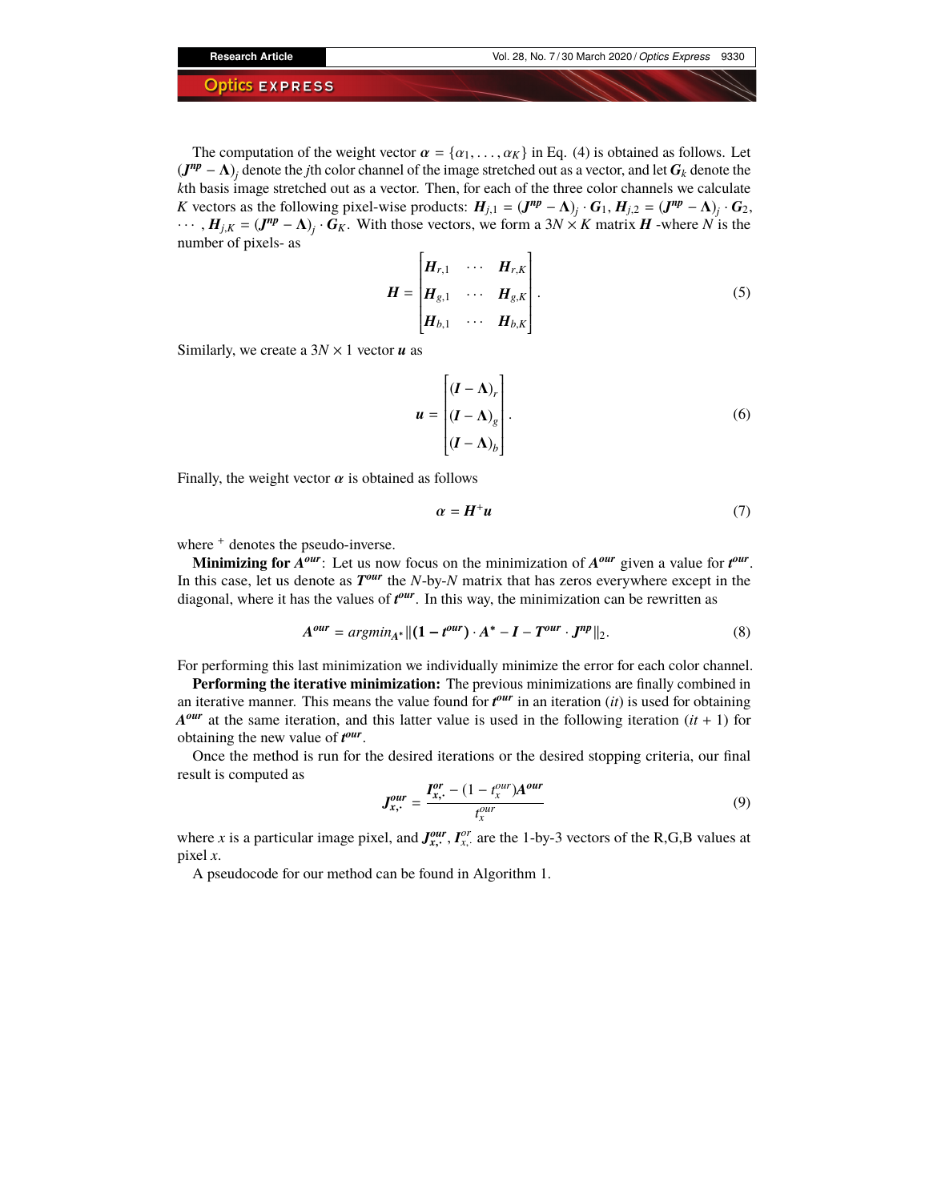The computation of the weight vector $\boldsymbol{\alpha} = \{\alpha_1, \ldots, \alpha_K\}$ in Eq. (4) is obtained as follows. Let $(\boldsymbol{J^{np}} - \boldsymbol{\Lambda})_j$ denote the $j$th color channel of the image stretched out as a vector, and let $\boldsymbol{G}_k$ denote the $k$th basis image stretched out as a vector. Then, for each of the three color channels we calculate $K$ vectors as the following pixel-wise products: $\boldsymbol{H}_{j,1} = (\boldsymbol{J^{np}} - \boldsymbol{\Lambda})_j \cdot \boldsymbol{G}_1$, $\boldsymbol{H}_{j,2} = (\boldsymbol{J^{np}} - \boldsymbol{\Lambda})_j \cdot \boldsymbol{G}_2$, $\cdots$, $\boldsymbol{H}_{j,K} = (\boldsymbol{J^{np}} - \boldsymbol{\Lambda})_j \cdot \boldsymbol{G}_K$. With those vectors, we form a $3N \times K$ matrix $\boldsymbol{H}$ -where $N$ is the number of pixels- as

$$\boldsymbol{H} = \begin{bmatrix} \boldsymbol{H}_{r,1} & \cdots & \boldsymbol{H}_{r,K} \\ \boldsymbol{H}_{g,1} & \cdots & \boldsymbol{H}_{g,K} \\ \boldsymbol{H}_{b,1} & \cdots & \boldsymbol{H}_{b,K} \end{bmatrix}. \tag{5}$$

Similarly, we create a $3N \times 1$ vector $\boldsymbol{u}$ as

$$\boldsymbol{u} = \begin{bmatrix} (\boldsymbol{I} - \boldsymbol{\Lambda})_r \\ (\boldsymbol{I} - \boldsymbol{\Lambda})_g \\ (\boldsymbol{I} - \boldsymbol{\Lambda})_b \end{bmatrix}. \tag{6}$$

Finally, the weight vector $\boldsymbol{\alpha}$ is obtained as follows

$$\boldsymbol{\alpha} = \boldsymbol{H}^{+}\boldsymbol{u} \tag{7}$$

where $^{+}$ denotes the pseudo-inverse.

**Minimizing for $\boldsymbol{A^{our}}$**: Let us now focus on the minimization of $\boldsymbol{A^{our}}$ given a value for $\boldsymbol{t^{our}}$. In this case, let us denote as $\boldsymbol{T^{our}}$ the $N$-by-$N$ matrix that has zeros everywhere except in the diagonal, where it has the values of $\boldsymbol{t^{our}}$. In this way, the minimization can be rewritten as

$$\boldsymbol{A^{our}} = argmin_{\boldsymbol{A^*}} \|(\boldsymbol{1} - \boldsymbol{t^{our}}) \cdot \boldsymbol{A^*} - \boldsymbol{I} - \boldsymbol{T^{our}} \cdot \boldsymbol{J^{np}}\|_2. \tag{8}$$

For performing this last minimization we individually minimize the error for each color channel.

**Performing the iterative minimization:** The previous minimizations are finally combined in an iterative manner. This means the value found for $\boldsymbol{t^{our}}$ in an iteration ($it$) is used for obtaining $\boldsymbol{A^{our}}$ at the same iteration, and this latter value is used in the following iteration ($it + 1$) for obtaining the new value of $\boldsymbol{t^{our}}$.

Once the method is run for the desired iterations or the desired stopping criteria, our final result is computed as

$$\boldsymbol{J^{our}_{x,\cdot}} = \frac{\boldsymbol{I^{or}_{x,\cdot}} - (1 - t^{our}_x)\boldsymbol{A^{our}}}{t^{our}_x} \tag{9}$$

where $x$ is a particular image pixel, and $\boldsymbol{J^{our}_{x,\cdot}}$, $\boldsymbol{I^{or}_{x,\cdot}}$ are the 1-by-3 vectors of the R,G,B values at pixel $x$.

A pseudocode for our method can be found in Algorithm 1.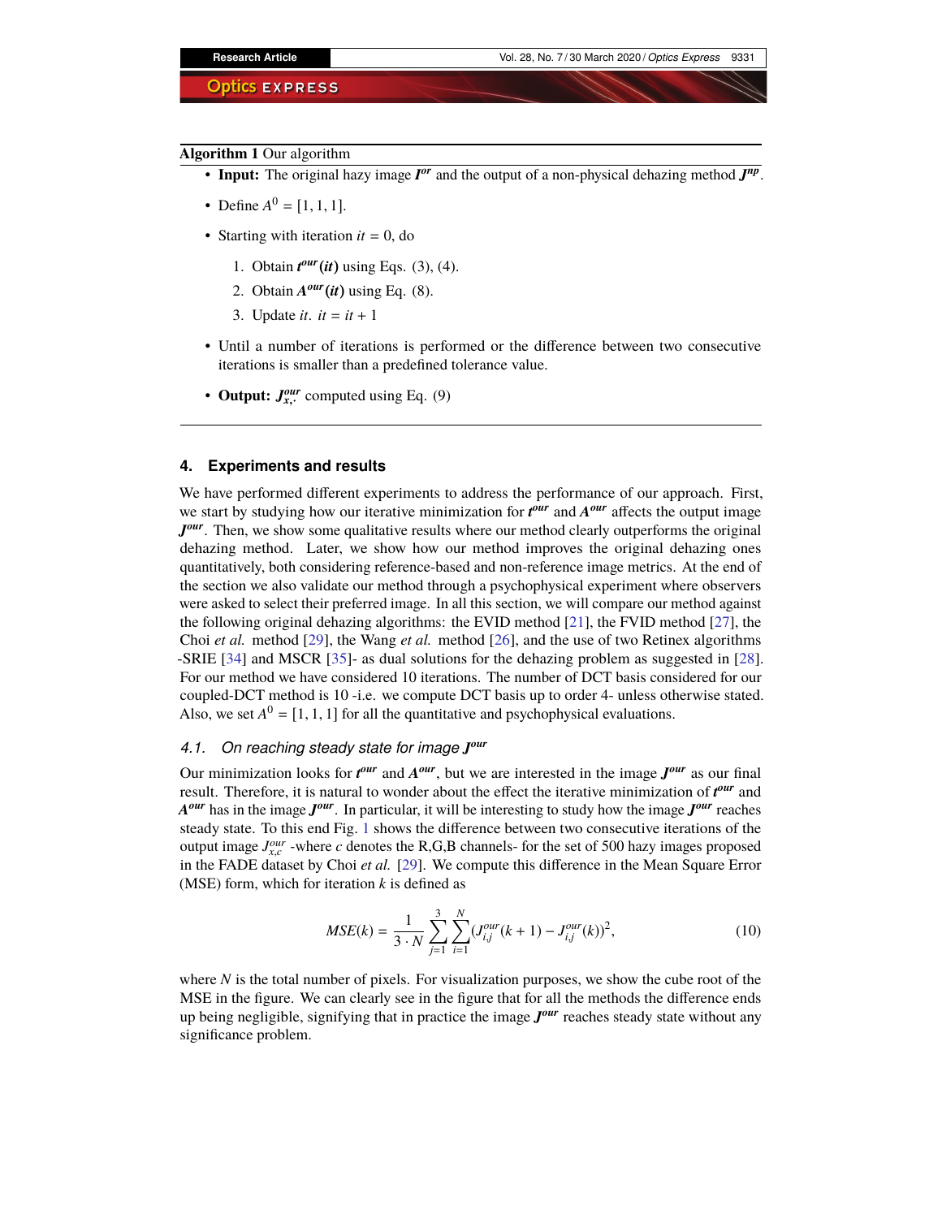**Algorithm 1** Our algorithm

- **Input:** The original hazy image $\boldsymbol{I^{or}}$ and the output of a non-physical dehazing method $\boldsymbol{J^{np}}$.
- Define $A^0 = [1, 1, 1]$.
- Starting with iteration $it = 0$, do
  1. Obtain $\boldsymbol{t^{our}(it)}$ using Eqs. (3), (4).
  2. Obtain $\boldsymbol{A^{our}(it)}$ using Eq. (8).
  3. Update $it$. $it = it + 1$
- Until a number of iterations is performed or the difference between two consecutive iterations is smaller than a predefined tolerance value.
- **Output:** $\boldsymbol{J^{our}_{x,\cdot}}$ computed using Eq. (9)

## 4. Experiments and results

We have performed different experiments to address the performance of our approach. First, we start by studying how our iterative minimization for $\boldsymbol{t^{our}}$ and $\boldsymbol{A^{our}}$ affects the output image $\boldsymbol{J^{our}}$. Then, we show some qualitative results where our method clearly outperforms the original dehazing method. Later, we show how our method improves the original dehazing ones quantitatively, both considering reference-based and non-reference image metrics. At the end of the section we also validate our method through a psychophysical experiment where observers were asked to select their preferred image. In all this section, we will compare our method against the following original dehazing algorithms: the EVID method [21], the FVID method [27], the Choi *et al.* method [29], the Wang *et al.* method [26], and the use of two Retinex algorithms -SRIE [34] and MSCR [35]- as dual solutions for the dehazing problem as suggested in [28]. For our method we have considered 10 iterations. The number of DCT basis considered for our coupled-DCT method is 10 -i.e. we compute DCT basis up to order 4- unless otherwise stated. Also, we set $A^0 = [1, 1, 1]$ for all the quantitative and psychophysical evaluations.

### 4.1. On reaching steady state for image $\boldsymbol{J^{our}}$

Our minimization looks for $\boldsymbol{t^{our}}$ and $\boldsymbol{A^{our}}$, but we are interested in the image $\boldsymbol{J^{our}}$ as our final result. Therefore, it is natural to wonder about the effect the iterative minimization of $\boldsymbol{t^{our}}$ and $\boldsymbol{A^{our}}$ has in the image $\boldsymbol{J^{our}}$. In particular, it will be interesting to study how the image $\boldsymbol{J^{our}}$ reaches steady state. To this end Fig. 1 shows the difference between two consecutive iterations of the output image $J^{our}_{x,c}$ -where $c$ denotes the R,G,B channels- for the set of 500 hazy images proposed in the FADE dataset by Choi *et al.* [29]. We compute this difference in the Mean Square Error (MSE) form, which for iteration $k$ is defined as

$$MSE(k) = \frac{1}{3 \cdot N} \sum_{j=1}^{3} \sum_{i=1}^{N} (J^{our}_{i,j}(k+1) - J^{our}_{i,j}(k))^2, \tag{10}$$

where $N$ is the total number of pixels. For visualization purposes, we show the cube root of the MSE in the figure. We can clearly see in the figure that for all the methods the difference ends up being negligible, signifying that in practice the image $\boldsymbol{J^{our}}$ reaches steady state without any significance problem.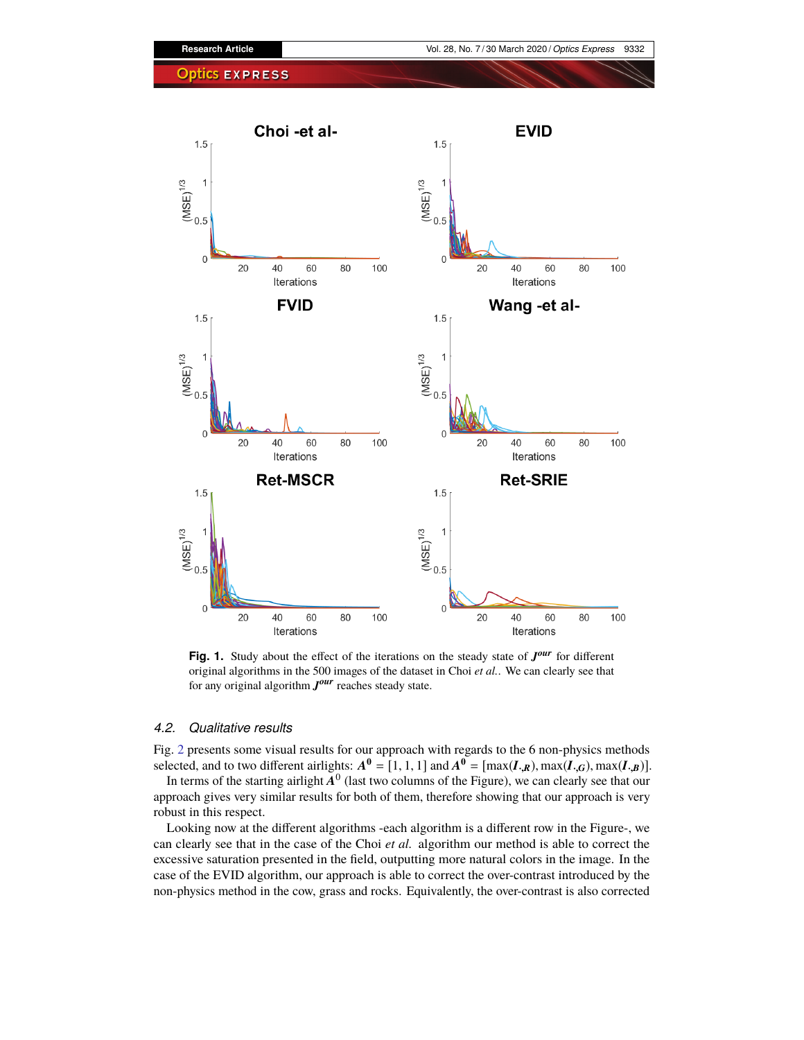**Fig. 1.** Study about the effect of the iterations on the steady state of $J^{our}$ for different original algorithms in the 500 images of the dataset in Choi *et al.*. We can clearly see that for any original algorithm $J^{our}$ reaches steady state.

### 4.2. Qualitative results

Fig. 2 presents some visual results for our approach with regards to the 6 non-physics methods selected, and to two different airlights: $A^0 = [1, 1, 1]$ and $A^0 = [\max(I_{\cdot,R}), \max(I_{\cdot,G}), \max(I_{\cdot,B})]$.

In terms of the starting airlight $A^0$ (last two columns of the Figure), we can clearly see that our approach gives very similar results for both of them, therefore showing that our approach is very robust in this respect.

Looking now at the different algorithms -each algorithm is a different row in the Figure-, we can clearly see that in the case of the Choi *et al.* algorithm our method is able to correct the excessive saturation presented in the field, outputting more natural colors in the image. In the case of the EVID algorithm, our approach is able to correct the over-contrast introduced by the non-physics method in the cow, grass and rocks. Equivalently, the over-contrast is also corrected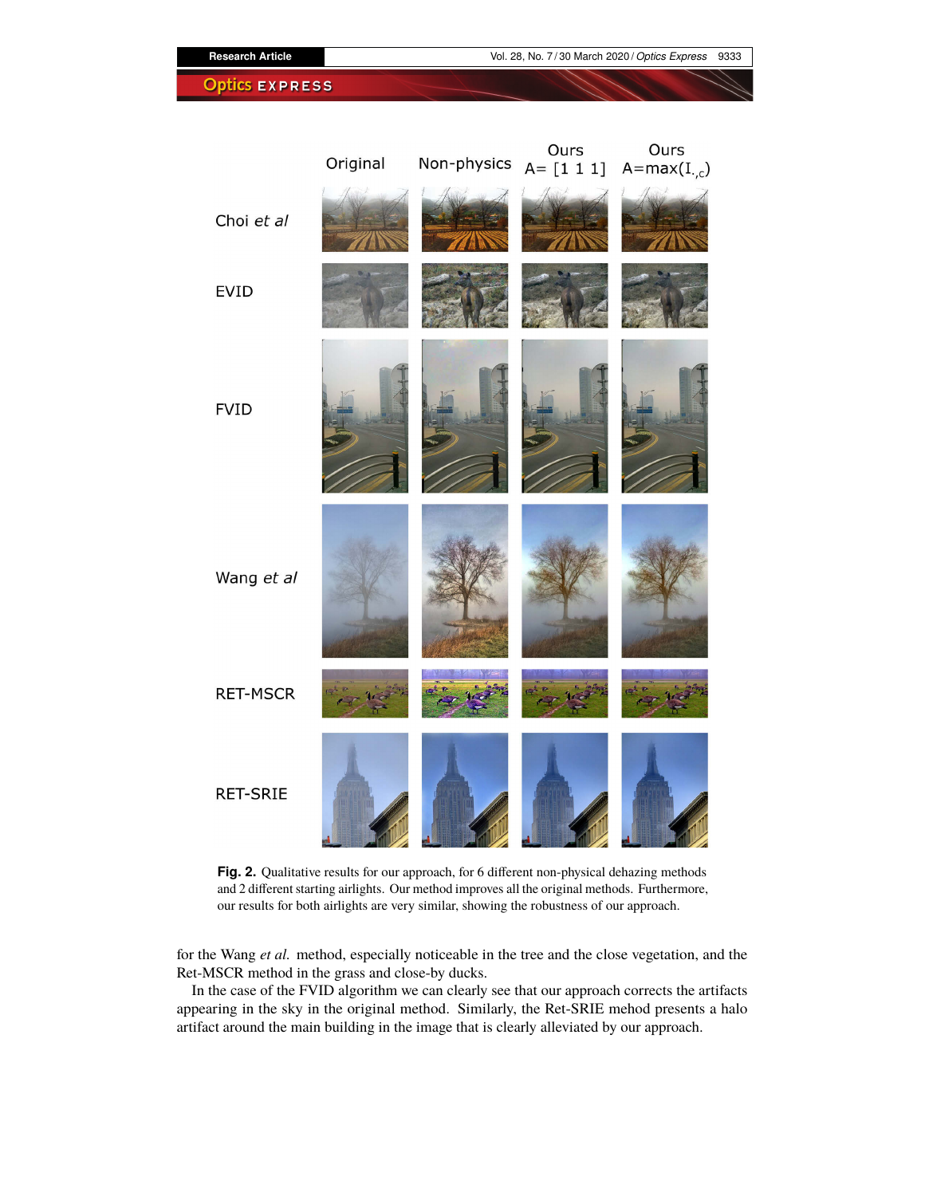**Fig. 2.** Qualitative results for our approach, for 6 different non-physical dehazing methods and 2 different starting airlights. Our method improves all the original methods. Furthermore, our results for both airlights are very similar, showing the robustness of our approach.

for the Wang *et al.* method, especially noticeable in the tree and the close vegetation, and the Ret-MSCR method in the grass and close-by ducks.

In the case of the FVID algorithm we can clearly see that our approach corrects the artifacts appearing in the sky in the original method. Similarly, the Ret-SRIE mehod presents a halo artifact around the main building in the image that is clearly alleviated by our approach.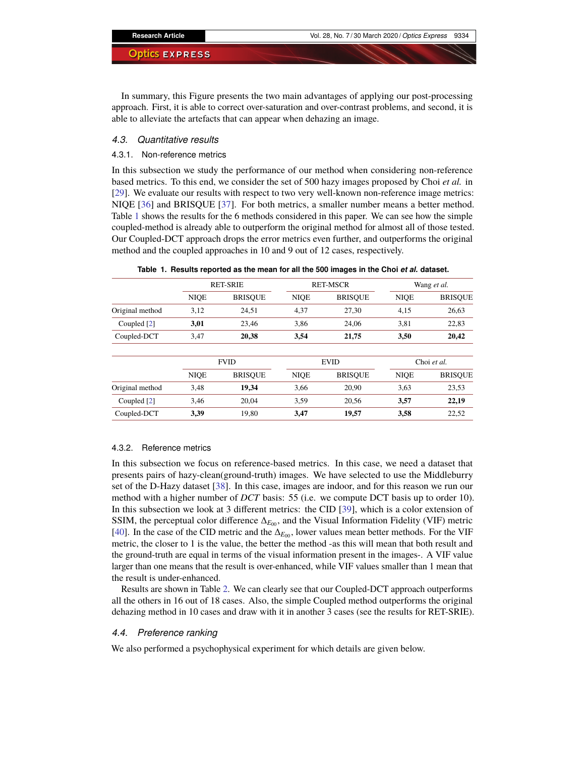In summary, this Figure presents the two main advantages of applying our post-processing approach. First, it is able to correct over-saturation and over-contrast problems, and second, it is able to alleviate the artefacts that can appear when dehazing an image.

### 4.3. Quantitative results

#### 4.3.1. Non-reference metrics

In this subsection we study the performance of our method when considering non-reference based metrics. To this end, we consider the set of 500 hazy images proposed by Choi *et al.* in [29]. We evaluate our results with respect to two very well-known non-reference image metrics: NIQE [36] and BRISQUE [37]. For both metrics, a smaller number means a better method. Table 1 shows the results for the 6 methods considered in this paper. We can see how the simple coupled-method is already able to outperform the original method for almost all of those tested. Our Coupled-DCT approach drops the error metrics even further, and outperforms the original method and the coupled approaches in 10 and 9 out of 12 cases, respectively.

**Table 1. Results reported as the mean for all the 500 images in the Choi *et al.* dataset.**

| | RET-SRIE | | RET-MSCR | | Wang *et al.* | |
|---|---|---|---|---|---|---|
| | NIQE | BRISQUE | NIQE | BRISQUE | NIQE | BRISQUE |
| Original method | 3,12 | 24,51 | 4,37 | 27,30 | 4,15 | 26,63 |
| Coupled [2] | **3,01** | 23,46 | 3,86 | 24,06 | 3,81 | 22,83 |
| Coupled-DCT | 3,47 | **20,38** | **3,54** | **21,75** | **3,50** | **20,42** |

| | FVID | | EVID | | Choi *et al.* | |
|---|---|---|---|---|---|---|
| | NIQE | BRISQUE | NIQE | BRISQUE | NIQE | BRISQUE |
| Original method | 3,48 | **19,34** | 3,66 | 20,90 | 3,63 | 23,53 |
| Coupled [2] | 3,46 | 20,04 | 3,59 | 20,56 | **3,57** | **22,19** |
| Coupled-DCT | **3,39** | 19,80 | **3,47** | **19,57** | **3,58** | 22,52 |

#### 4.3.2. Reference metrics

In this subsection we focus on reference-based metrics. In this case, we need a dataset that presents pairs of hazy-clean(ground-truth) images. We have selected to use the Middleburry set of the D-Hazy dataset [38]. In this case, images are indoor, and for this reason we run our method with a higher number of *DCT* basis: 55 (i.e. we compute DCT basis up to order 10). In this subsection we look at 3 different metrics: the CID [39], which is a color extension of SSIM, the perceptual color difference $\Delta_{E_{00}}$, and the Visual Information Fidelity (VIF) metric [40]. In the case of the CID metric and the $\Delta_{E_{00}}$, lower values mean better methods. For the VIF metric, the closer to 1 is the value, the better the method -as this will mean that both result and the ground-truth are equal in terms of the visual information present in the images-. A VIF value larger than one means that the result is over-enhanced, while VIF values smaller than 1 mean that the result is under-enhanced.

Results are shown in Table 2. We can clearly see that our Coupled-DCT approach outperforms all the others in 16 out of 18 cases. Also, the simple Coupled method outperforms the original dehazing method in 10 cases and draw with it in another 3 cases (see the results for RET-SRIE).

### 4.4. Preference ranking

We also performed a psychophysical experiment for which details are given below.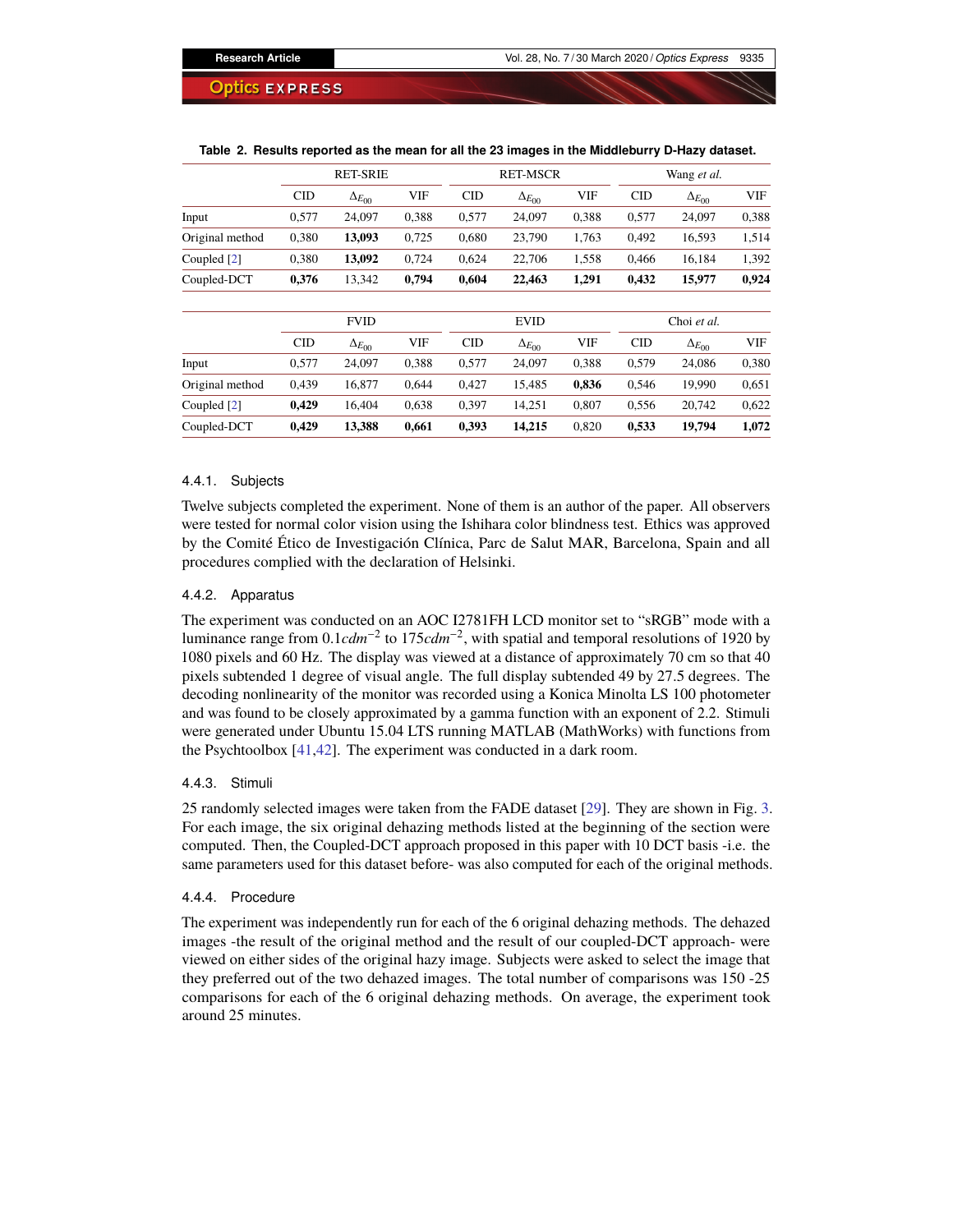**Table 2. Results reported as the mean for all the 23 images in the Middlebury D-Hazy dataset.**

| | RET-SRIE | | | RET-MSCR | | | Wang *et al.* | | |
|---|---|---|---|---|---|---|---|---|---|
| | CID | $\Delta_{E_{00}}$ | VIF | CID | $\Delta_{E_{00}}$ | VIF | CID | $\Delta_{E_{00}}$ | VIF |
| Input | 0,577 | 24,097 | 0,388 | 0,577 | 24,097 | 0,388 | 0,577 | 24,097 | 0,388 |
| Original method | 0,380 | **13,093** | 0,725 | 0,680 | 23,790 | 1,763 | 0,492 | 16,593 | 1,514 |
| Coupled [2] | 0,380 | **13,092** | 0,724 | 0,624 | 22,706 | 1,558 | 0,466 | 16,184 | 1,392 |
| Coupled-DCT | **0,376** | 13,342 | **0,794** | **0,604** | **22,463** | **1,291** | **0,432** | **15,977** | **0,924** |

| | FVID | | | EVID | | | Choi *et al.* | | |
|---|---|---|---|---|---|---|---|---|---|
| | CID | $\Delta_{E_{00}}$ | VIF | CID | $\Delta_{E_{00}}$ | VIF | CID | $\Delta_{E_{00}}$ | VIF |
| Input | 0,577 | 24,097 | 0,388 | 0,577 | 24,097 | 0,388 | 0,579 | 24,086 | 0,380 |
| Original method | 0,439 | 16,877 | 0,644 | 0,427 | 15,485 | **0,836** | 0,546 | 19,990 | 0,651 |
| Coupled [2] | **0,429** | 16,404 | 0,638 | 0,397 | 14,251 | 0,807 | 0,556 | 20,742 | 0,622 |
| Coupled-DCT | **0,429** | **13,388** | **0,661** | **0,393** | **14,215** | 0,820 | **0,533** | **19,794** | **1,072** |

#### 4.4.1. Subjects

Twelve subjects completed the experiment. None of them is an author of the paper. All observers were tested for normal color vision using the Ishihara color blindness test. Ethics was approved by the Comité Ético de Investigación Clínica, Parc de Salut MAR, Barcelona, Spain and all procedures complied with the declaration of Helsinki.

#### 4.4.2. Apparatus

The experiment was conducted on an AOC I2781FH LCD monitor set to "sRGB" mode with a luminance range from $0.1cdm^{-2}$ to $175cdm^{-2}$, with spatial and temporal resolutions of 1920 by 1080 pixels and 60 Hz. The display was viewed at a distance of approximately 70 cm so that 40 pixels subtended 1 degree of visual angle. The full display subtended 49 by 27.5 degrees. The decoding nonlinearity of the monitor was recorded using a Konica Minolta LS 100 photometer and was found to be closely approximated by a gamma function with an exponent of 2.2. Stimuli were generated under Ubuntu 15.04 LTS running MATLAB (MathWorks) with functions from the Psychtoolbox [41,42]. The experiment was conducted in a dark room.

#### 4.4.3. Stimuli

25 randomly selected images were taken from the FADE dataset [29]. They are shown in Fig. 3. For each image, the six original dehazing methods listed at the beginning of the section were computed. Then, the Coupled-DCT approach proposed in this paper with 10 DCT basis -i.e. the same parameters used for this dataset before- was also computed for each of the original methods.

#### 4.4.4. Procedure

The experiment was independently run for each of the 6 original dehazing methods. The dehazed images -the result of the original method and the result of our coupled-DCT approach- were viewed on either sides of the original hazy image. Subjects were asked to select the image that they preferred out of the two dehazed images. The total number of comparisons was 150 -25 comparisons for each of the 6 original dehazing methods. On average, the experiment took around 25 minutes.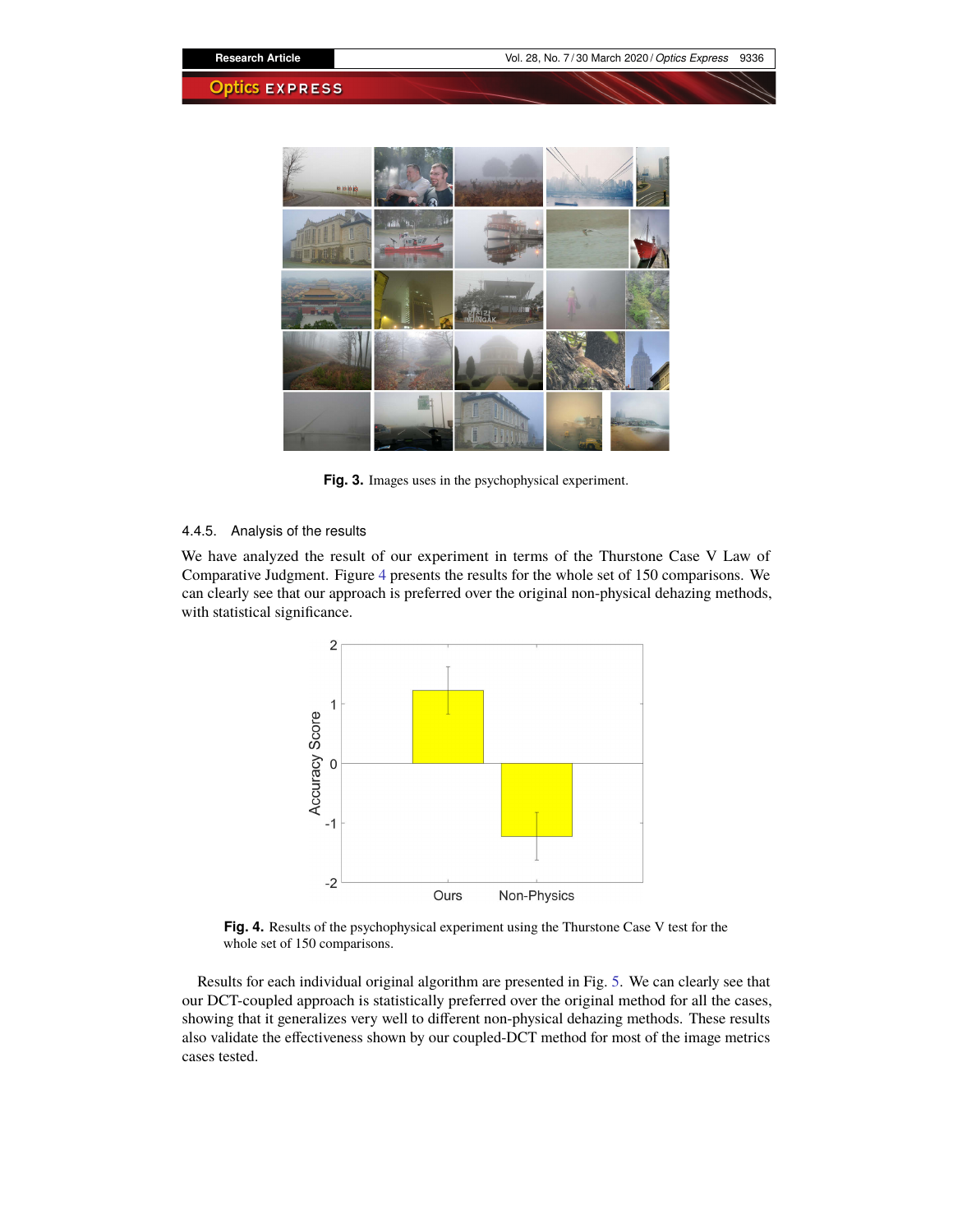Fig. 3. Images uses in the psychophysical experiment.

#### 4.4.5. Analysis of the results

We have analyzed the result of our experiment in terms of the Thurstone Case V Law of Comparative Judgment. Figure 4 presents the results for the whole set of 150 comparisons. We can clearly see that our approach is preferred over the original non-physical dehazing methods, with statistical significance.

Fig. 4. Results of the psychophysical experiment using the Thurstone Case V test for the whole set of 150 comparisons.

Results for each individual original algorithm are presented in Fig. 5. We can clearly see that our DCT-coupled approach is statistically preferred over the original method for all the cases, showing that it generalizes very well to different non-physical dehazing methods. These results also validate the effectiveness shown by our coupled-DCT method for most of the image metrics cases tested.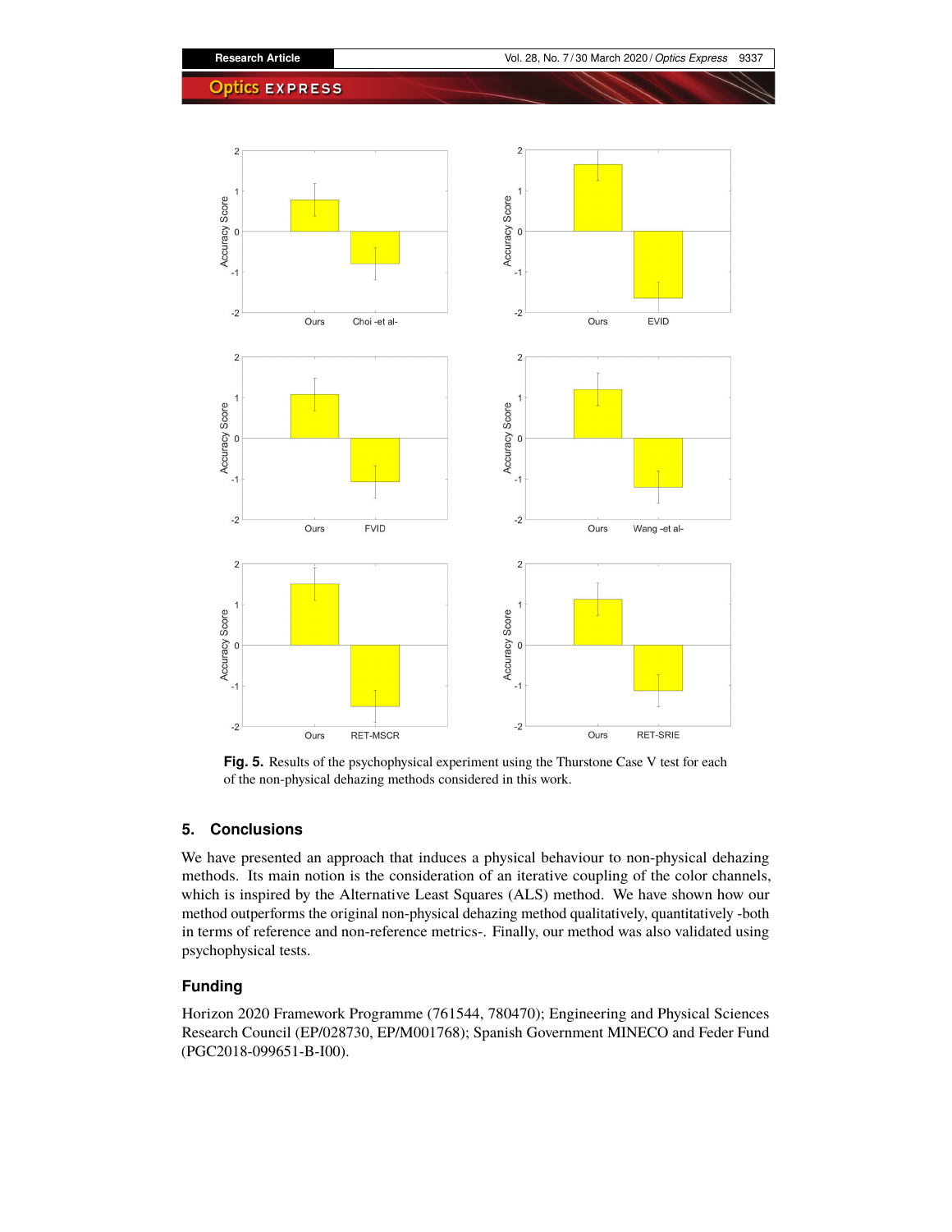Fig. 5. Results of the psychophysical experiment using the Thurstone Case V test for each of the non-physical dehazing methods considered in this work.

## 5. Conclusions

We have presented an approach that induces a physical behaviour to non-physical dehazing methods. Its main notion is the consideration of an iterative coupling of the color channels, which is inspired by the Alternative Least Squares (ALS) method. We have shown how our method outperforms the original non-physical dehazing method qualitatively, quantitatively -both in terms of reference and non-reference metrics-. Finally, our method was also validated using psychophysical tests.

## Funding

Horizon 2020 Framework Programme (761544, 780470); Engineering and Physical Sciences Research Council (EP/028730, EP/M001768); Spanish Government MINECO and Feder Fund (PGC2018-099651-B-I00).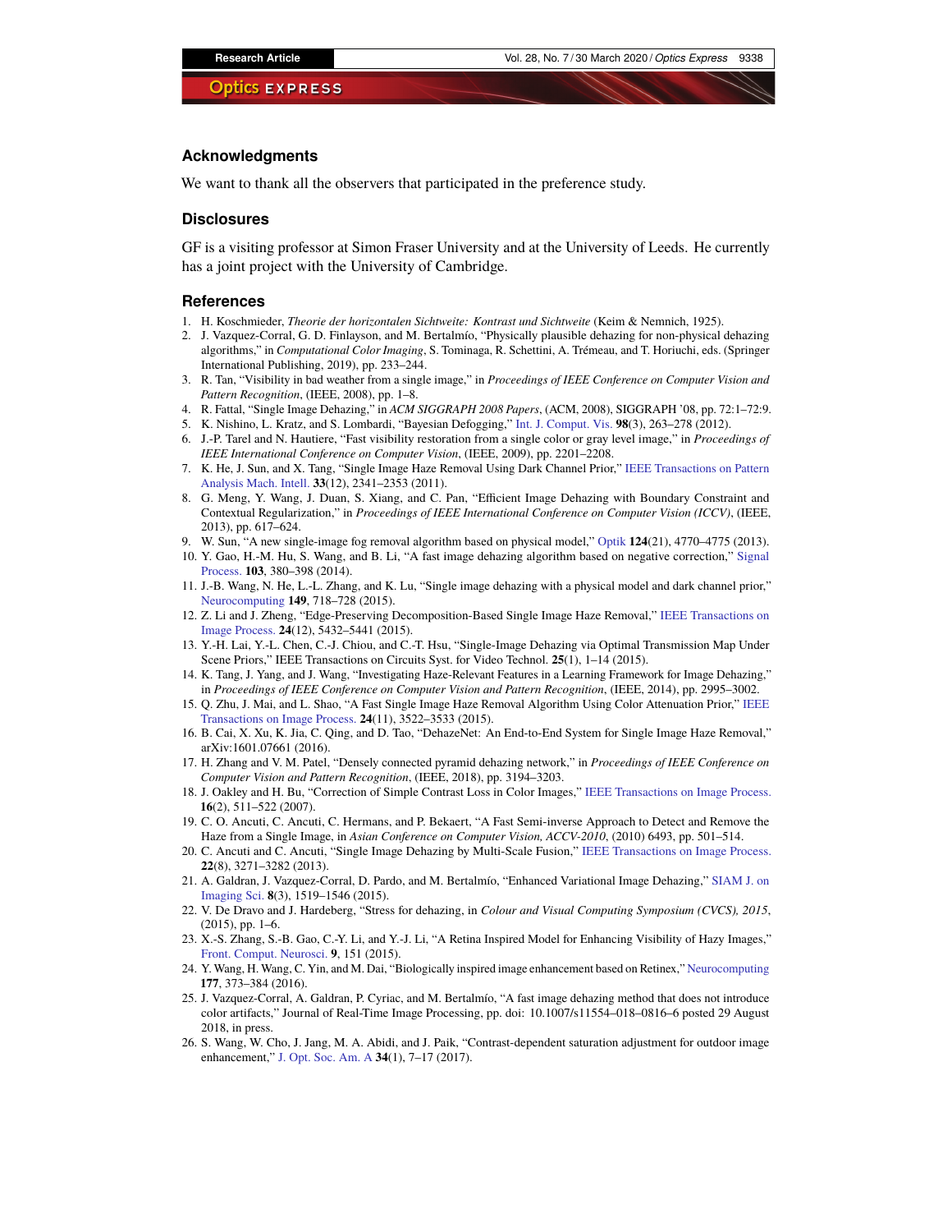## Acknowledgments

We want to thank all the observers that participated in the preference study.

## Disclosures

GF is a visiting professor at Simon Fraser University and at the University of Leeds. He currently has a joint project with the University of Cambridge.

## References

1. H. Koschmieder, *Theorie der horizontalen Sichtweite: Kontrast und Sichtweite* (Keim & Nemnich, 1925).
2. J. Vazquez-Corral, G. D. Finlayson, and M. Bertalmío, "Physically plausible dehazing for non-physical dehazing algorithms," in *Computational Color Imaging*, S. Tominaga, R. Schettini, A. Trémeau, and T. Horiuchi, eds. (Springer International Publishing, 2019), pp. 233–244.
3. R. Tan, "Visibility in bad weather from a single image," in *Proceedings of IEEE Conference on Computer Vision and Pattern Recognition*, (IEEE, 2008), pp. 1–8.
4. R. Fattal, "Single Image Dehazing," in *ACM SIGGRAPH 2008 Papers*, (ACM, 2008), SIGGRAPH '08, pp. 72:1–72:9.
5. K. Nishino, L. Kratz, and S. Lombardi, "Bayesian Defogging," Int. J. Comput. Vis. **98**(3), 263–278 (2012).
6. J.-P. Tarel and N. Hautiere, "Fast visibility restoration from a single color or gray level image," in *Proceedings of IEEE International Conference on Computer Vision*, (IEEE, 2009), pp. 2201–2208.
7. K. He, J. Sun, and X. Tang, "Single Image Haze Removal Using Dark Channel Prior," IEEE Transactions on Pattern Analysis Mach. Intell. **33**(12), 2341–2353 (2011).
8. G. Meng, Y. Wang, J. Duan, S. Xiang, and C. Pan, "Efficient Image Dehazing with Boundary Constraint and Contextual Regularization," in *Proceedings of IEEE International Conference on Computer Vision (ICCV)*, (IEEE, 2013), pp. 617–624.
9. W. Sun, "A new single-image fog removal algorithm based on physical model," Optik **124**(21), 4770–4775 (2013).
10. Y. Gao, H.-M. Hu, S. Wang, and B. Li, "A fast image dehazing algorithm based on negative correction," Signal Process. **103**, 380–398 (2014).
11. J.-B. Wang, N. He, L.-L. Zhang, and K. Lu, "Single image dehazing with a physical model and dark channel prior," Neurocomputing **149**, 718–728 (2015).
12. Z. Li and J. Zheng, "Edge-Preserving Decomposition-Based Single Image Haze Removal," IEEE Transactions on Image Process. **24**(12), 5432–5441 (2015).
13. Y.-H. Lai, Y.-L. Chen, C.-J. Chiou, and C.-T. Hsu, "Single-Image Dehazing via Optimal Transmission Map Under Scene Priors," IEEE Transactions on Circuits Syst. for Video Technol. **25**(1), 1–14 (2015).
14. K. Tang, J. Yang, and J. Wang, "Investigating Haze-Relevant Features in a Learning Framework for Image Dehazing," in *Proceedings of IEEE Conference on Computer Vision and Pattern Recognition*, (IEEE, 2014), pp. 2995–3002.
15. Q. Zhu, J. Mai, and L. Shao, "A Fast Single Image Haze Removal Algorithm Using Color Attenuation Prior," IEEE Transactions on Image Process. **24**(11), 3522–3533 (2015).
16. B. Cai, X. Xu, K. Jia, C. Qing, and D. Tao, "DehazeNet: An End-to-End System for Single Image Haze Removal," arXiv:1601.07661 (2016).
17. H. Zhang and V. M. Patel, "Densely connected pyramid dehazing network," in *Proceedings of IEEE Conference on Computer Vision and Pattern Recognition*, (IEEE, 2018), pp. 3194–3203.
18. J. Oakley and H. Bu, "Correction of Simple Contrast Loss in Color Images," IEEE Transactions on Image Process. **16**(2), 511–522 (2007).
19. C. O. Ancuti, C. Ancuti, C. Hermans, and P. Bekaert, "A Fast Semi-inverse Approach to Detect and Remove the Haze from a Single Image, in *Asian Conference on Computer Vision, ACCV-2010*, (2010) 6493, pp. 501–514.
20. C. Ancuti and C. Ancuti, "Single Image Dehazing by Multi-Scale Fusion," IEEE Transactions on Image Process. **22**(8), 3271–3282 (2013).
21. A. Galdran, J. Vazquez-Corral, D. Pardo, and M. Bertalmío, "Enhanced Variational Image Dehazing," SIAM J. on Imaging Sci. **8**(3), 1519–1546 (2015).
22. V. De Dravo and J. Hardeberg, "Stress for dehazing, in *Colour and Visual Computing Symposium (CVCS), 2015*, (2015), pp. 1–6.
23. X.-S. Zhang, S.-B. Gao, C.-Y. Li, and Y.-J. Li, "A Retina Inspired Model for Enhancing Visibility of Hazy Images," Front. Comput. Neurosci. **9**, 151 (2015).
24. Y. Wang, H. Wang, C. Yin, and M. Dai, "Biologically inspired image enhancement based on Retinex," Neurocomputing **177**, 373–384 (2016).
25. J. Vazquez-Corral, A. Galdran, P. Cyriac, and M. Bertalmío, "A fast image dehazing method that does not introduce color artifacts," Journal of Real-Time Image Processing, pp. doi: 10.1007/s11554–018–0816–6 posted 29 August 2018, in press.
26. S. Wang, W. Cho, J. Jang, M. A. Abidi, and J. Paik, "Contrast-dependent saturation adjustment for outdoor image enhancement," J. Opt. Soc. Am. A **34**(1), 7–17 (2017).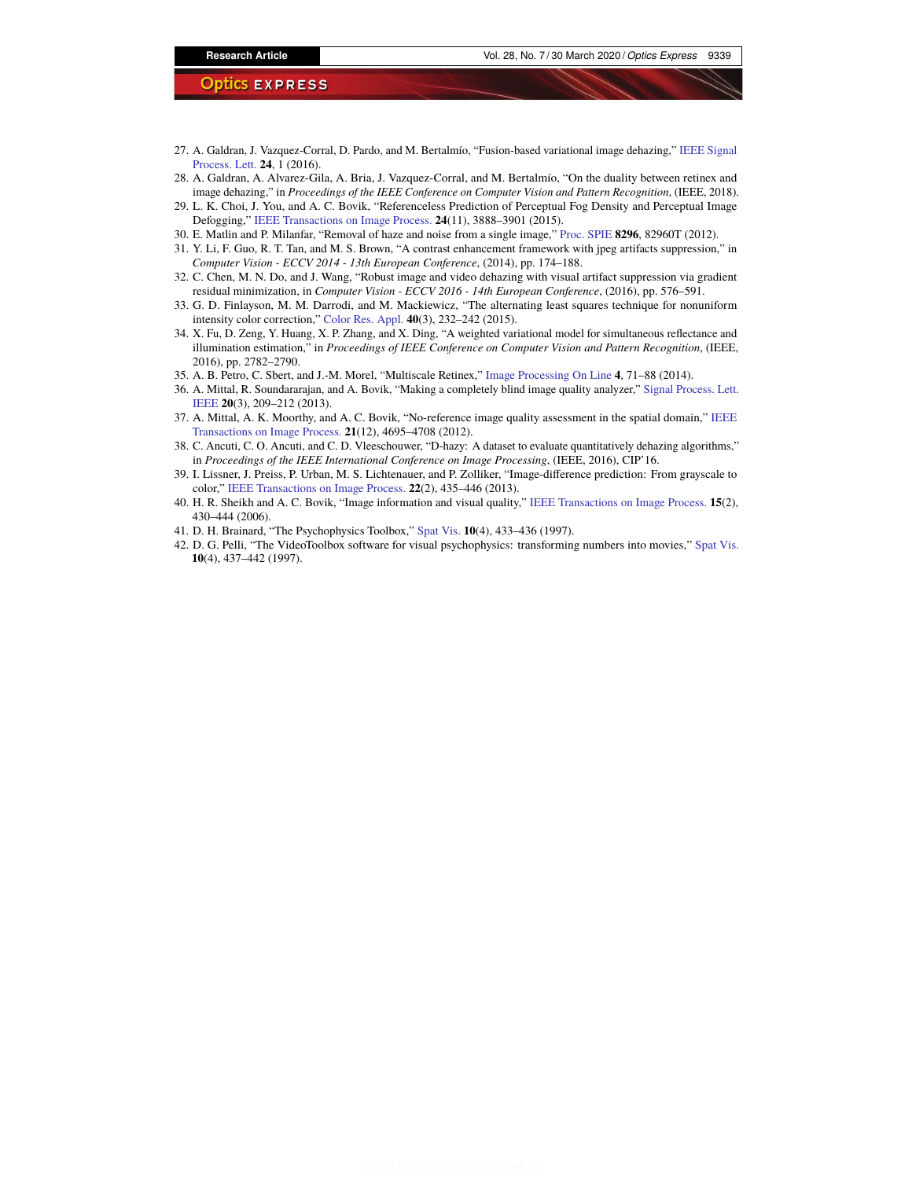27. A. Galdran, J. Vazquez-Corral, D. Pardo, and M. Bertalmío, "Fusion-based variational image dehazing," IEEE Signal Process. Lett. **24**, 1 (2016).
28. A. Galdran, A. Alvarez-Gila, A. Bria, J. Vazquez-Corral, and M. Bertalmío, "On the duality between retinex and image dehazing," in *Proceedings of the IEEE Conference on Computer Vision and Pattern Recognition*, (IEEE, 2018).
29. L. K. Choi, J. You, and A. C. Bovik, "Referenceless Prediction of Perceptual Fog Density and Perceptual Image Defogging," IEEE Transactions on Image Process. **24**(11), 3888–3901 (2015).
30. E. Matlin and P. Milanfar, "Removal of haze and noise from a single image," Proc. SPIE **8296**, 82960T (2012).
31. Y. Li, F. Guo, R. T. Tan, and M. S. Brown, "A contrast enhancement framework with jpeg artifacts suppression," in *Computer Vision - ECCV 2014 - 13th European Conference*, (2014), pp. 174–188.
32. C. Chen, M. N. Do, and J. Wang, "Robust image and video dehazing with visual artifact suppression via gradient residual minimization, in *Computer Vision - ECCV 2016 - 14th European Conference*, (2016), pp. 576–591.
33. G. D. Finlayson, M. M. Darrodi, and M. Mackiewicz, "The alternating least squares technique for nonuniform intensity color correction," Color Res. Appl. **40**(3), 232–242 (2015).
34. X. Fu, D. Zeng, Y. Huang, X. P. Zhang, and X. Ding, "A weighted variational model for simultaneous reflectance and illumination estimation," in *Proceedings of IEEE Conference on Computer Vision and Pattern Recognition*, (IEEE, 2016), pp. 2782–2790.
35. A. B. Petro, C. Sbert, and J.-M. Morel, "Multiscale Retinex," Image Processing On Line **4**, 71–88 (2014).
36. A. Mittal, R. Soundararajan, and A. Bovik, "Making a completely blind image quality analyzer," Signal Process. Lett. IEEE **20**(3), 209–212 (2013).
37. A. Mittal, A. K. Moorthy, and A. C. Bovik, "No-reference image quality assessment in the spatial domain," IEEE Transactions on Image Process. **21**(12), 4695–4708 (2012).
38. C. Ancuti, C. O. Ancuti, and C. D. Vleeschouwer, "D-hazy: A dataset to evaluate quantitatively dehazing algorithms," in *Proceedings of the IEEE International Conference on Image Processing*, (IEEE, 2016), CIP'16.
39. I. Lissner, J. Preiss, P. Urban, M. S. Lichtenauer, and P. Zolliker, "Image-difference prediction: From grayscale to color," IEEE Transactions on Image Process. **22**(2), 435–446 (2013).
40. H. R. Sheikh and A. C. Bovik, "Image information and visual quality," IEEE Transactions on Image Process. **15**(2), 430–444 (2006).
41. D. H. Brainard, "The Psychophysics Toolbox," Spat Vis. **10**(4), 433–436 (1997).
42. D. G. Pelli, "The VideoToolbox software for visual psychophysics: transforming numbers into movies," Spat Vis. **10**(4), 437–442 (1997).